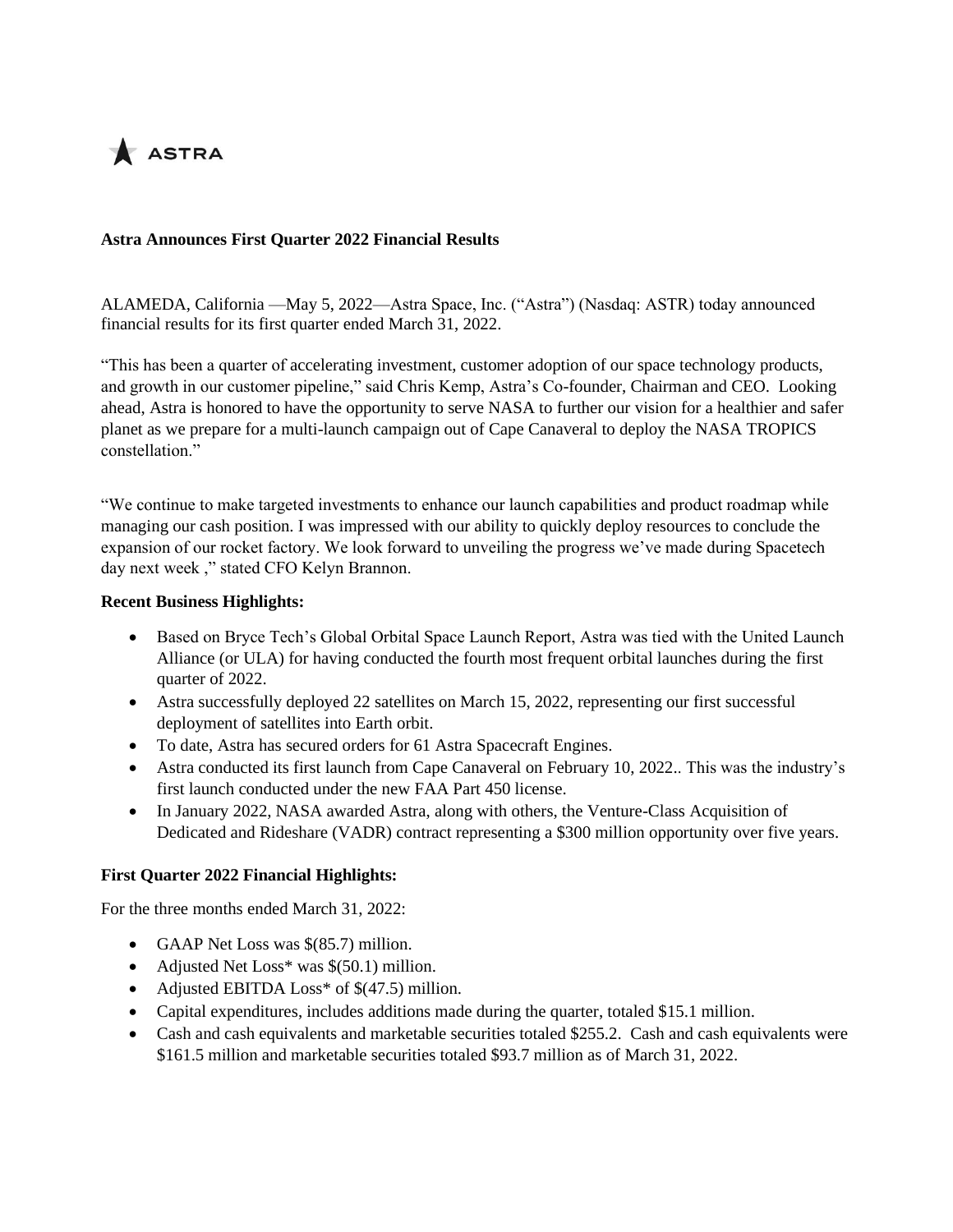ASTRA

**Astra Announces First Quarter 2022 Financial Results**

ALAMEDA, California —May 5, 2022—Astra Space, Inc. ("Astra") (Nasdaq: ASTR) today announced financial results for its first quarter ended March 31, 2022.

"This has been a quarter of accelerating investment, customer adoption of our space technology products, and growth in our customer pipeline," said Chris Kemp, Astra's Co-founder, Chairman and CEO. Looking ahead, Astra is honored to have the opportunity to serve NASA to further our vision for a healthier and safer planet as we prepare for a multi-launch campaign out of Cape Canaveral to deploy the NASA TROPICS constellation."

"We continue to make targeted investments to enhance our launch capabilities and product roadmap while managing our cash position. I was impressed with our ability to quickly deploy resources to conclude the expansion of our rocket factory. We look forward to unveiling the progress we've made during Spacetech day next week ," stated CFO Kelyn Brannon.

**Recent Business Highlights:**

- Based on Bryce Tech's Global Orbital Space Launch Report, Astra was tied with the United Launch Alliance (or ULA) for having conducted the fourth most frequent orbital launches during the first quarter of 2022.
- Astra successfully deployed 22 satellites on March 15, 2022, representing our first successful deployment of satellites into Earth orbit.
- To date, Astra has secured orders for 61 Astra Spacecraft Engines.
- Astra conducted its first launch from Cape Canaveral on February 10, 2022.. This was the industry's first launch conducted under the new FAA Part 450 license.
- In January 2022, NASA awarded Astra, along with others, the Venture-Class Acquisition of Dedicated and Rideshare (VADR) contract representing a $300 million opportunity over five years.

**First Quarter 2022 Financial Highlights:**

For the three months ended March 31, 2022:

- GAAP Net Loss was $(85.7) million.
- Adjusted Net Loss* was $(50.1) million.
- Adjusted EBITDA Loss* of $(47.5) million.
- Capital expenditures, includes additions made during the quarter, totaled $15.1 million.
- Cash and cash equivalents and marketable securities totaled $255.2. Cash and cash equivalents were $161.5 million and marketable securities totaled $93.7 million as of March 31, 2022.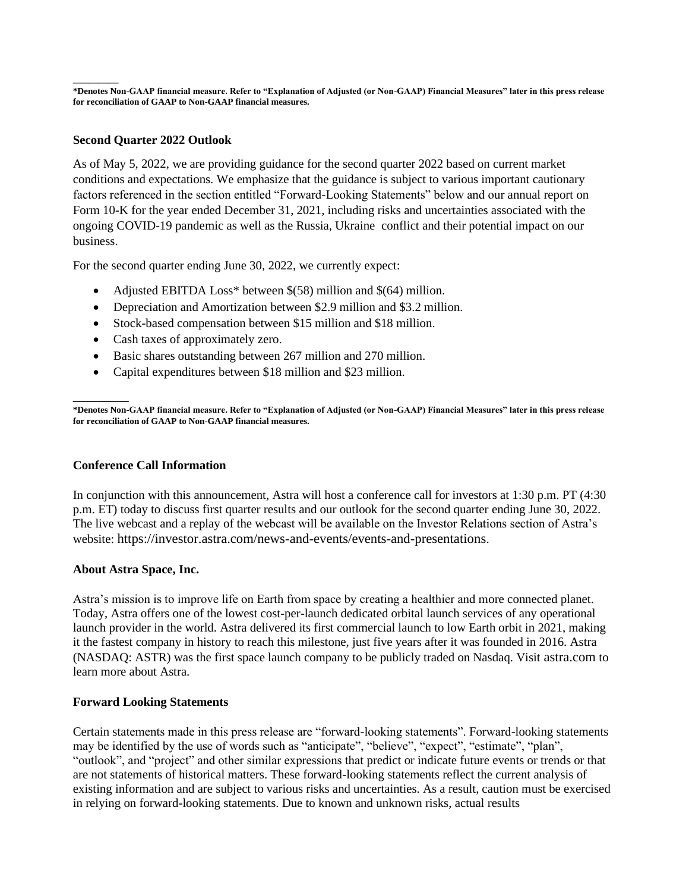________

**\*Denotes Non-GAAP financial measure. Refer to "Explanation of Adjusted (or Non-GAAP) Financial Measures" later in this press release for reconciliation of GAAP to Non-GAAP financial measures.**

**Second Quarter 2022 Outlook**

As of May 5, 2022, we are providing guidance for the second quarter 2022 based on current market conditions and expectations. We emphasize that the guidance is subject to various important cautionary factors referenced in the section entitled "Forward-Looking Statements" below and our annual report on Form 10-K for the year ended December 31, 2021, including risks and uncertainties associated with the ongoing COVID-19 pandemic as well as the Russia, Ukraine conflict and their potential impact on our business.

For the second quarter ending June 30, 2022, we currently expect:

- Adjusted EBITDA Loss* between $(58) million and $(64) million.
- Depreciation and Amortization between $2.9 million and $3.2 million.
- Stock-based compensation between $15 million and $18 million.
- Cash taxes of approximately zero.
- Basic shares outstanding between 267 million and 270 million.
- Capital expenditures between $18 million and $23 million.

________

**\*Denotes Non-GAAP financial measure. Refer to "Explanation of Adjusted (or Non-GAAP) Financial Measures" later in this press release for reconciliation of GAAP to Non-GAAP financial measures.**

**Conference Call Information**

In conjunction with this announcement, Astra will host a conference call for investors at 1:30 p.m. PT (4:30 p.m. ET) today to discuss first quarter results and our outlook for the second quarter ending June 30, 2022. The live webcast and a replay of the webcast will be available on the Investor Relations section of Astra's website: https://investor.astra.com/news-and-events/events-and-presentations.

**About Astra Space, Inc.**

Astra's mission is to improve life on Earth from space by creating a healthier and more connected planet. Today, Astra offers one of the lowest cost-per-launch dedicated orbital launch services of any operational launch provider in the world. Astra delivered its first commercial launch to low Earth orbit in 2021, making it the fastest company in history to reach this milestone, just five years after it was founded in 2016. Astra (NASDAQ: ASTR) was the first space launch company to be publicly traded on Nasdaq. Visit astra.com to learn more about Astra.

**Forward Looking Statements**

Certain statements made in this press release are "forward-looking statements". Forward-looking statements may be identified by the use of words such as "anticipate", "believe", "expect", "estimate", "plan", "outlook", and "project" and other similar expressions that predict or indicate future events or trends or that are not statements of historical matters. These forward-looking statements reflect the current analysis of existing information and are subject to various risks and uncertainties. As a result, caution must be exercised in relying on forward-looking statements. Due to known and unknown risks, actual results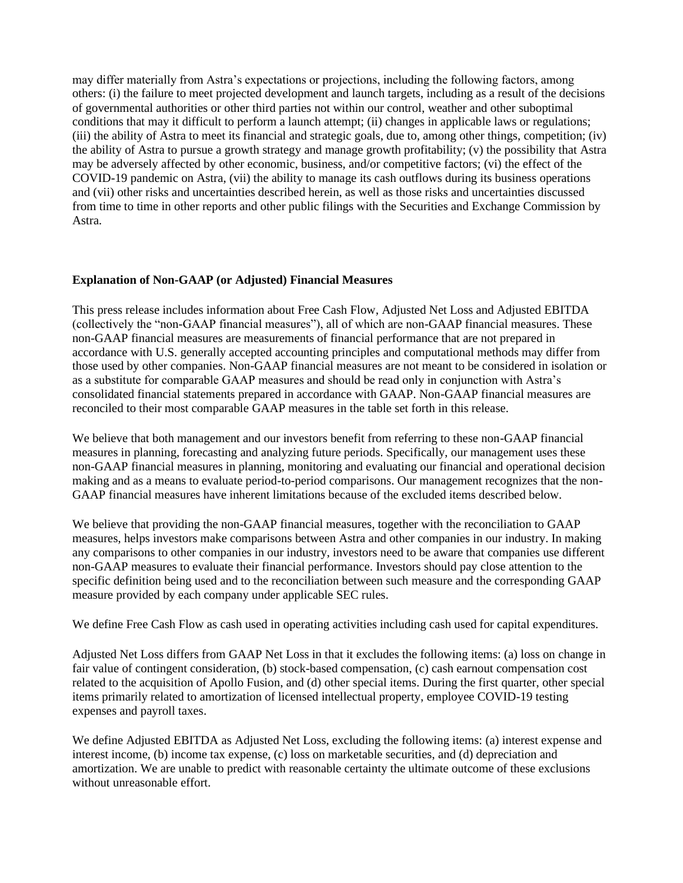may differ materially from Astra's expectations or projections, including the following factors, among others: (i) the failure to meet projected development and launch targets, including as a result of the decisions of governmental authorities or other third parties not within our control, weather and other suboptimal conditions that may it difficult to perform a launch attempt; (ii) changes in applicable laws or regulations; (iii) the ability of Astra to meet its financial and strategic goals, due to, among other things, competition; (iv) the ability of Astra to pursue a growth strategy and manage growth profitability; (v) the possibility that Astra may be adversely affected by other economic, business, and/or competitive factors; (vi) the effect of the COVID-19 pandemic on Astra, (vii) the ability to manage its cash outflows during its business operations and (vii) other risks and uncertainties described herein, as well as those risks and uncertainties discussed from time to time in other reports and other public filings with the Securities and Exchange Commission by Astra.

**Explanation of Non-GAAP (or Adjusted) Financial Measures**

This press release includes information about Free Cash Flow, Adjusted Net Loss and Adjusted EBITDA (collectively the "non-GAAP financial measures"), all of which are non-GAAP financial measures. These non-GAAP financial measures are measurements of financial performance that are not prepared in accordance with U.S. generally accepted accounting principles and computational methods may differ from those used by other companies. Non-GAAP financial measures are not meant to be considered in isolation or as a substitute for comparable GAAP measures and should be read only in conjunction with Astra's consolidated financial statements prepared in accordance with GAAP. Non-GAAP financial measures are reconciled to their most comparable GAAP measures in the table set forth in this release.

We believe that both management and our investors benefit from referring to these non-GAAP financial measures in planning, forecasting and analyzing future periods. Specifically, our management uses these non-GAAP financial measures in planning, monitoring and evaluating our financial and operational decision making and as a means to evaluate period-to-period comparisons. Our management recognizes that the non-GAAP financial measures have inherent limitations because of the excluded items described below.

We believe that providing the non-GAAP financial measures, together with the reconciliation to GAAP measures, helps investors make comparisons between Astra and other companies in our industry. In making any comparisons to other companies in our industry, investors need to be aware that companies use different non-GAAP measures to evaluate their financial performance. Investors should pay close attention to the specific definition being used and to the reconciliation between such measure and the corresponding GAAP measure provided by each company under applicable SEC rules.

We define Free Cash Flow as cash used in operating activities including cash used for capital expenditures.

Adjusted Net Loss differs from GAAP Net Loss in that it excludes the following items: (a) loss on change in fair value of contingent consideration, (b) stock-based compensation, (c) cash earnout compensation cost related to the acquisition of Apollo Fusion, and (d) other special items. During the first quarter, other special items primarily related to amortization of licensed intellectual property, employee COVID-19 testing expenses and payroll taxes.

We define Adjusted EBITDA as Adjusted Net Loss, excluding the following items: (a) interest expense and interest income, (b) income tax expense, (c) loss on marketable securities, and (d) depreciation and amortization. We are unable to predict with reasonable certainty the ultimate outcome of these exclusions without unreasonable effort.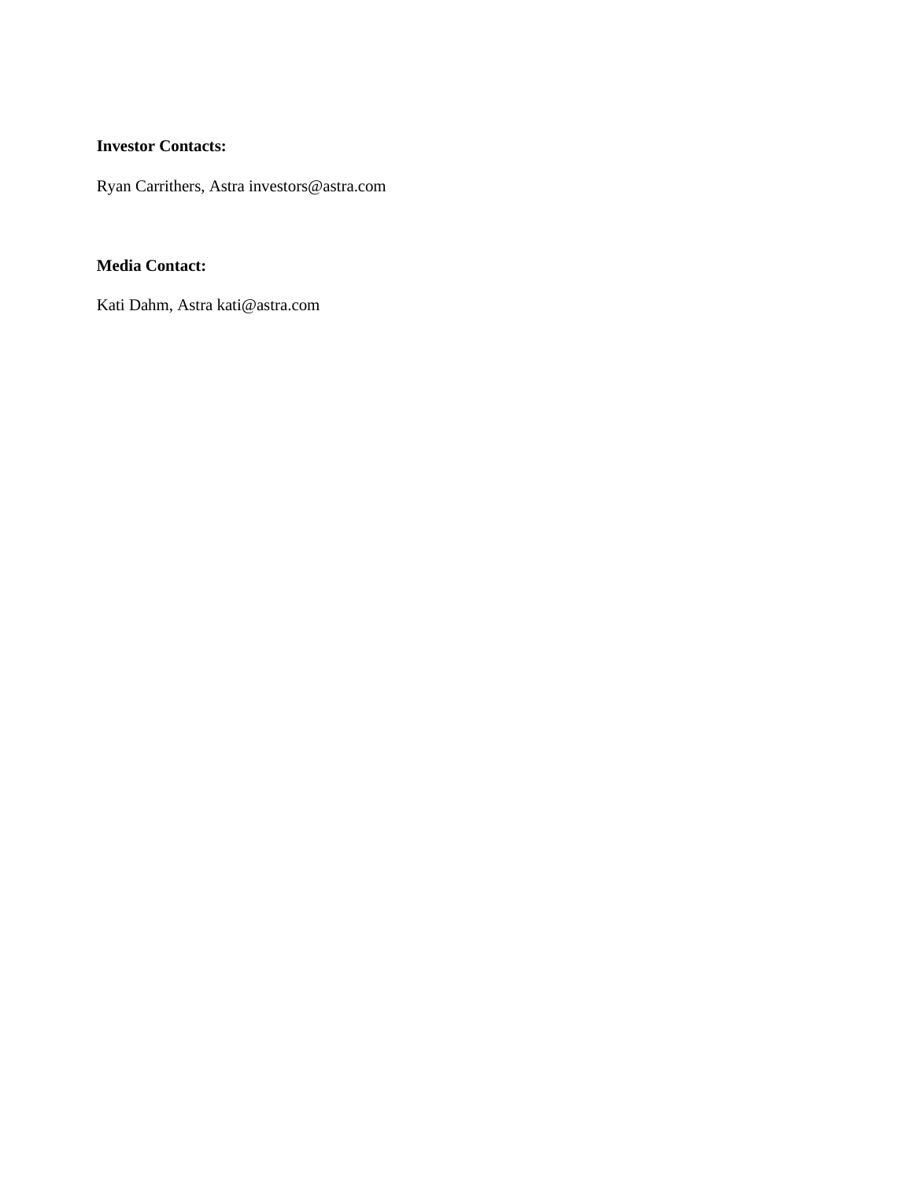**Investor Contacts:**

Ryan Carrithers, Astra investors@astra.com

**Media Contact:**

Kati Dahm, Astra kati@astra.com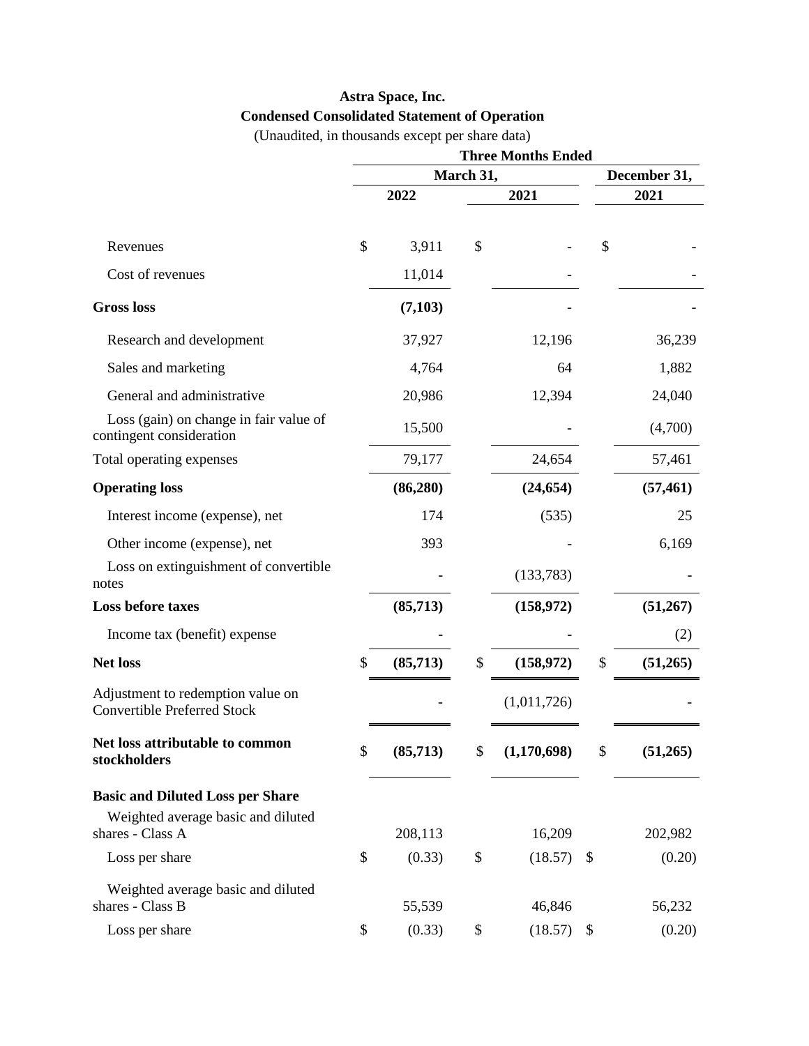# Astra Space, Inc.

## Condensed Consolidated Statement of Operation

(Unaudited, in thousands except per share data)

| | Three Months Ended | | |
|---|---|---|---|
| | March 31, | | December 31, |
| | 2022 | 2021 | 2021 |
| Revenues | $ 3,911 | $ - | $ - |
| Cost of revenues | 11,014 | - | - |
| **Gross loss** | **(7,103)** | - | - |
| Research and development | 37,927 | 12,196 | 36,239 |
| Sales and marketing | 4,764 | 64 | 1,882 |
| General and administrative | 20,986 | 12,394 | 24,040 |
| Loss (gain) on change in fair value of contingent consideration | 15,500 | - | (4,700) |
| Total operating expenses | 79,177 | 24,654 | 57,461 |
| **Operating loss** | **(86,280)** | **(24,654)** | **(57,461)** |
| Interest income (expense), net | 174 | (535) | 25 |
| Other income (expense), net | 393 | - | 6,169 |
| Loss on extinguishment of convertible notes | - | (133,783) | - |
| **Loss before taxes** | **(85,713)** | **(158,972)** | **(51,267)** |
| Income tax (benefit) expense | - | - | (2) |
| **Net loss** | **$ (85,713)** | **$ (158,972)** | **$ (51,265)** |
| Adjustment to redemption value on Convertible Preferred Stock | - | (1,011,726) | - |
| **Net loss attributable to common stockholders** | **$ (85,713)** | **$ (1,170,698)** | **$ (51,265)** |
| **Basic and Diluted Loss per Share** | | | |
| Weighted average basic and diluted shares - Class A | 208,113 | 16,209 | 202,982 |
| Loss per share | $ (0.33) | $ (18.57) | $ (0.20) |
| Weighted average basic and diluted shares - Class B | 55,539 | 46,846 | 56,232 |
| Loss per share | $ (0.33) | $ (18.57) | $ (0.20) |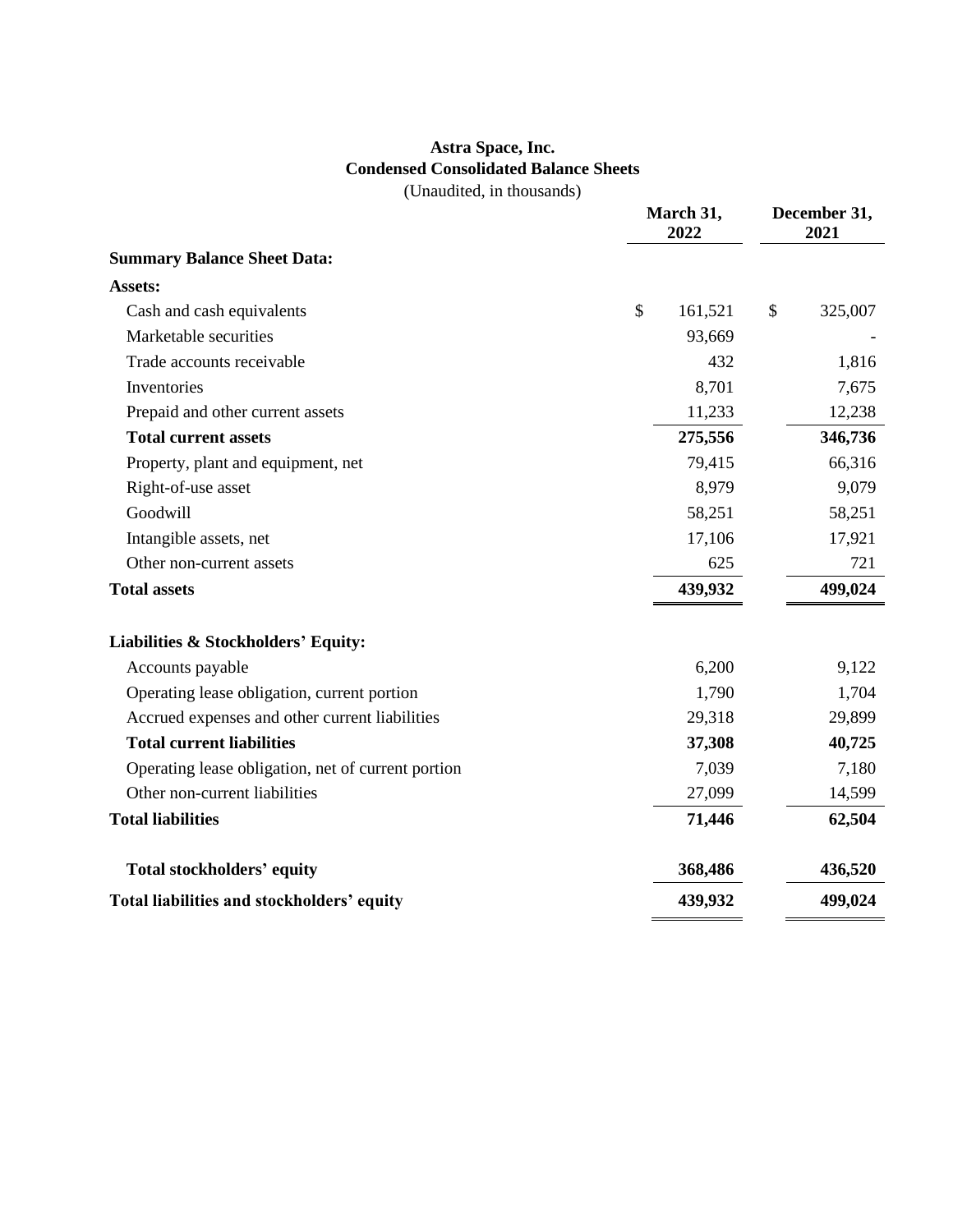**Astra Space, Inc.**
**Condensed Consolidated Balance Sheets**
(Unaudited, in thousands)

| | March 31, 2022 | December 31, 2021 |
|---|---|---|
| **Summary Balance Sheet Data:** | | |
| **Assets:** | | |
| Cash and cash equivalents | $ 161,521 | $ 325,007 |
| Marketable securities | 93,669 | - |
| Trade accounts receivable | 432 | 1,816 |
| Inventories | 8,701 | 7,675 |
| Prepaid and other current assets | 11,233 | 12,238 |
| **Total current assets** | **275,556** | **346,736** |
| Property, plant and equipment, net | 79,415 | 66,316 |
| Right-of-use asset | 8,979 | 9,079 |
| Goodwill | 58,251 | 58,251 |
| Intangible assets, net | 17,106 | 17,921 |
| Other non-current assets | 625 | 721 |
| **Total assets** | **439,932** | **499,024** |
| **Liabilities & Stockholders' Equity:** | | |
| Accounts payable | 6,200 | 9,122 |
| Operating lease obligation, current portion | 1,790 | 1,704 |
| Accrued expenses and other current liabilities | 29,318 | 29,899 |
| **Total current liabilities** | **37,308** | **40,725** |
| Operating lease obligation, net of current portion | 7,039 | 7,180 |
| Other non-current liabilities | 27,099 | 14,599 |
| **Total liabilities** | **71,446** | **62,504** |
| **Total stockholders' equity** | **368,486** | **436,520** |
| **Total liabilities and stockholders' equity** | **439,932** | **499,024** |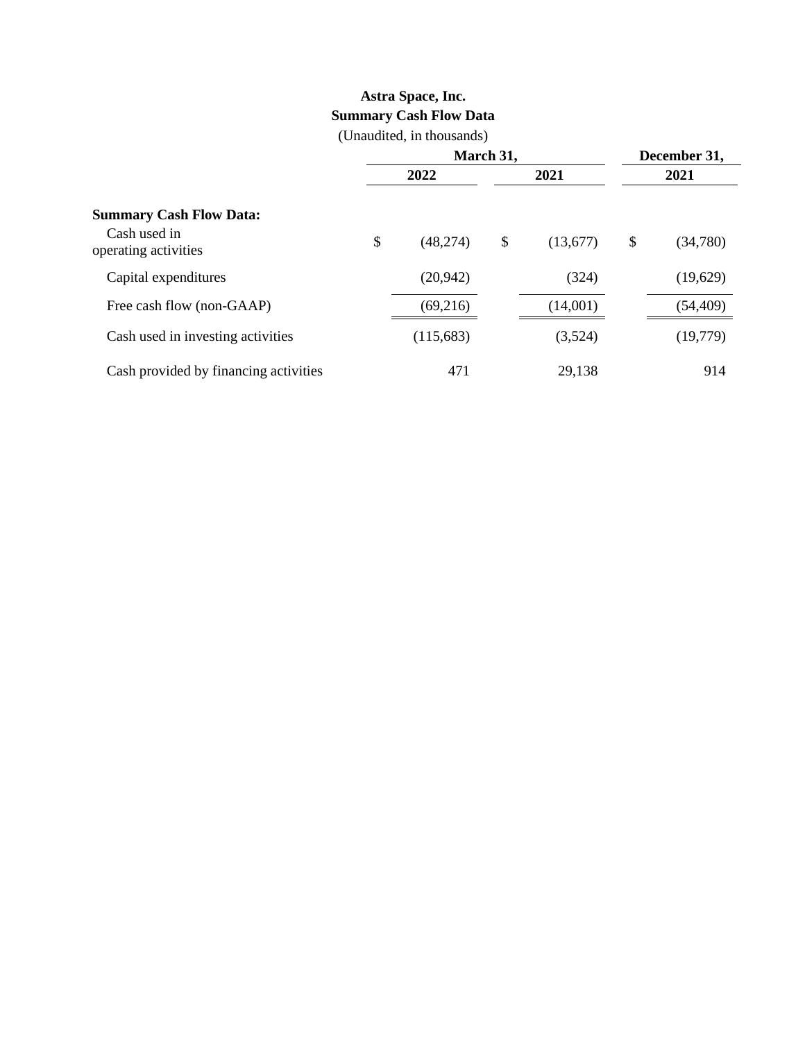**Astra Space, Inc.**
**Summary Cash Flow Data**
(Unaudited, in thousands)

| | March 31, | | December 31, |
|---|---|---|---|
| | 2022 | 2021 | 2021 |
| **Summary Cash Flow Data:** | | | |
| Cash used in operating activities | $ (48,274) | $ (13,677) | $ (34,780) |
| Capital expenditures | (20,942) | (324) | (19,629) |
| Free cash flow (non-GAAP) | (69,216) | (14,001) | (54,409) |
| Cash used in investing activities | (115,683) | (3,524) | (19,779) |
| Cash provided by financing activities | 471 | 29,138 | 914 |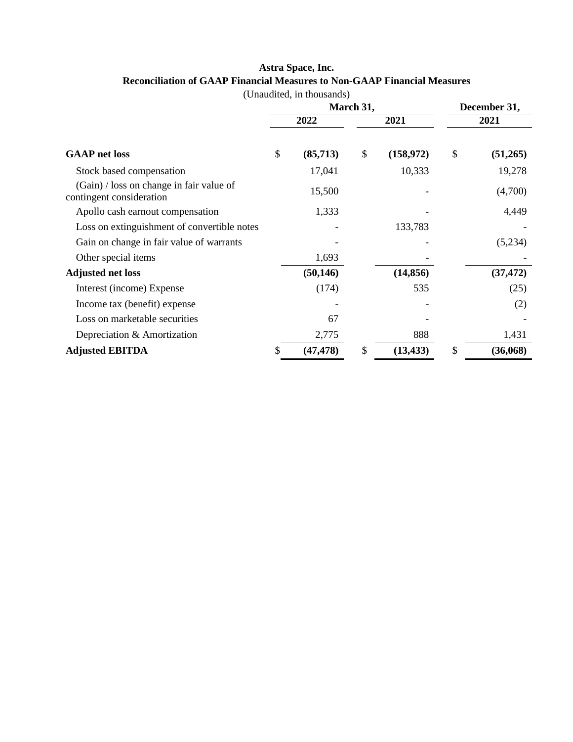**Astra Space, Inc.**

**Reconciliation of GAAP Financial Measures to Non-GAAP Financial Measures**

(Unaudited, in thousands)

| | March 31, | | December 31, |
|---|---|---|---|
| | 2022 | 2021 | 2021 |
| **GAAP net loss** | $ **(85,713)** | $ **(158,972)** | $ **(51,265)** |
| Stock based compensation | 17,041 | 10,333 | 19,278 |
| (Gain) / loss on change in fair value of contingent consideration | 15,500 | - | (4,700) |
| Apollo cash earnout compensation | 1,333 | - | 4,449 |
| Loss on extinguishment of convertible notes | - | 133,783 | - |
| Gain on change in fair value of warrants | - | - | (5,234) |
| Other special items | 1,693 | - | - |
| **Adjusted net loss** | **(50,146)** | **(14,856)** | **(37,472)** |
| Interest (income) Expense | (174) | 535 | (25) |
| Income tax (benefit) expense | - | - | (2) |
| Loss on marketable securities | 67 | - | - |
| Depreciation & Amortization | 2,775 | 888 | 1,431 |
| **Adjusted EBITDA** | $ **(47,478)** | $ **(13,433)** | $ **(36,068)** |